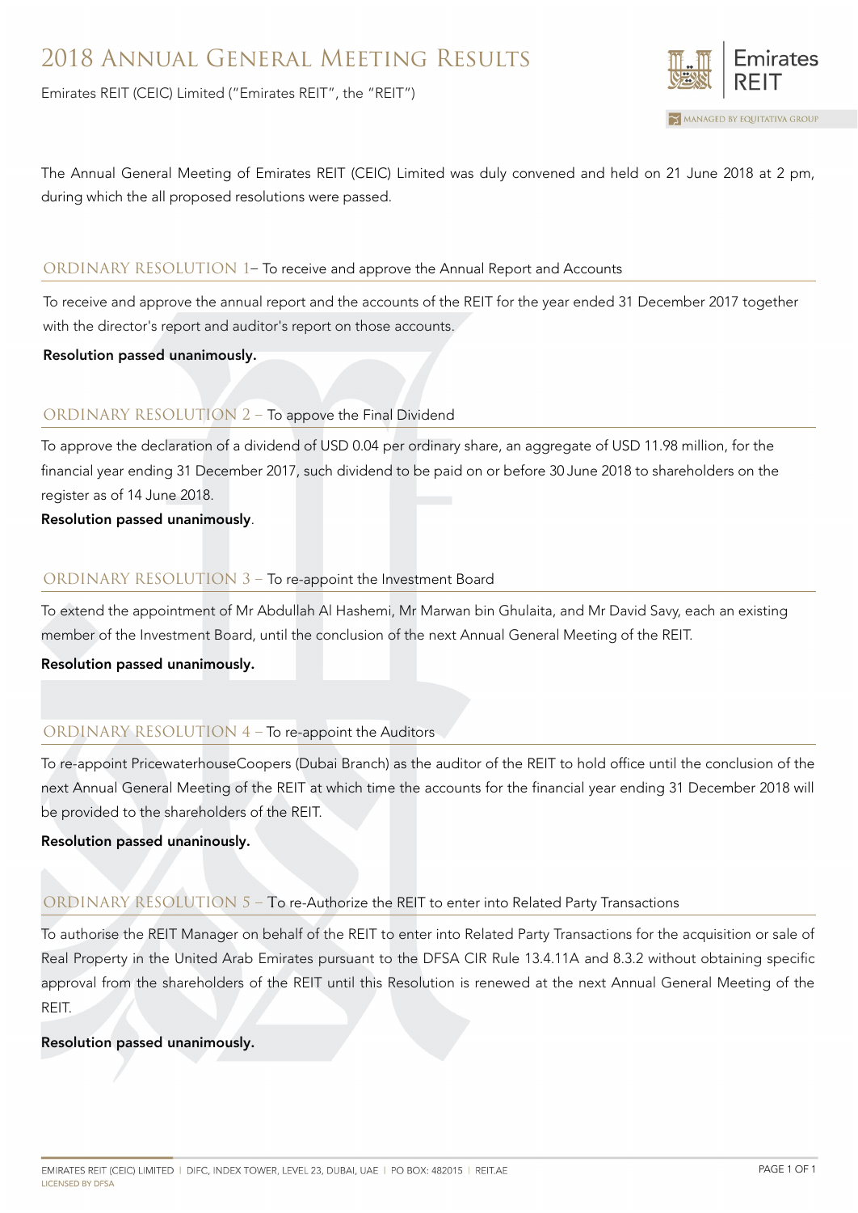# 2018 Annual General Meeting Results

Emirates REIT (CEIC) Limited ("Emirates REIT", the "REIT")

Emirates REIT

MANAGED BY EQUITATIVA GROUP

The Annual General Meeting of Emirates REIT (CEIC) Limited was duly convened and held on 21 June 2018 at 2 pm, during which the all proposed resolutions were passed.

## ORDINARY RESOLUTION 1– To receive and approve the Annual Report and Accounts

To receive and approve the annual report and the accounts of the REIT for the year ended 31 December 2017 together with the director's report and auditor's report on those accounts.

**Resolution passed unanimously.**

## ORDINARY RESOLUTION 2 – To appove the Final Dividend

To approve the declaration of a dividend of USD 0.04 per ordinary share, an aggregate of USD 11.98 million, for the financial year ending 31 December 2017, such dividend to be paid on or before 30 June 2018 to shareholders on the register as of 14 June 2018.

**Resolution passed unanimously**.

## ORDINARY RESOLUTION 3 – To re-appoint the Investment Board

To extend the appointment of Mr Abdullah Al Hashemi, Mr Marwan bin Ghulaita, and Mr David Savy, each an existing member of the Investment Board, until the conclusion of the next Annual General Meeting of the REIT.

**Resolution passed unanimously.**

## ORDINARY RESOLUTION 4 – To re-appoint the Auditors

To re-appoint PricewaterhouseCoopers (Dubai Branch) as the auditor of the REIT to hold office until the conclusion of the next Annual General Meeting of the REIT at which time the accounts for the financial year ending 31 December 2018 will be provided to the shareholders of the REIT.

**Resolution passed unaninously.**

## ORDINARY RESOLUTION 5 – To re-Authorize the REIT to enter into Related Party Transactions

To authorise the REIT Manager on behalf of the REIT to enter into Related Party Transactions for the acquisition or sale of Real Property in the United Arab Emirates pursuant to the DFSA CIR Rule 13.4.11A and 8.3.2 without obtaining specific approval from the shareholders of the REIT until this Resolution is renewed at the next Annual General Meeting of the REIT.

**Resolution passed unanimously.**

EMIRATES REIT (CEIC) LIMITED | DIFC, INDEX TOWER, LEVEL 23, DUBAI, UAE | PO BOX: 482015 | REIT.AE
LICENSED BY DFSA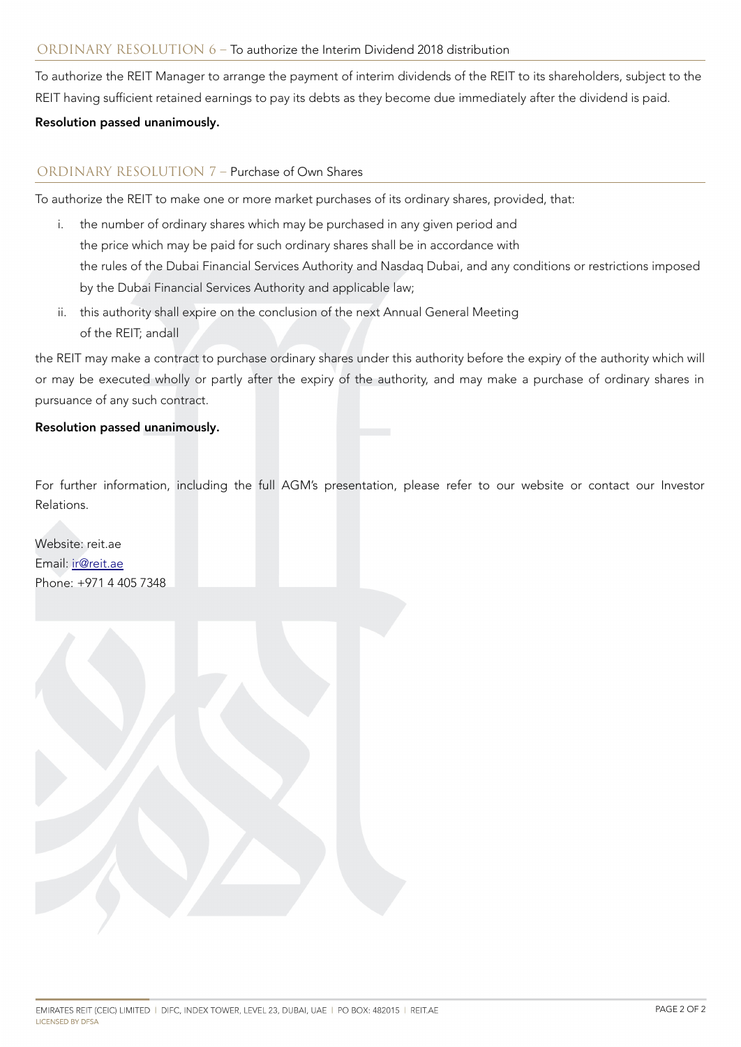## ORDINARY RESOLUTION 6 – To authorize the Interim Dividend 2018 distribution

To authorize the REIT Manager to arrange the payment of interim dividends of the REIT to its shareholders, subject to the REIT having sufficient retained earnings to pay its debts as they become due immediately after the dividend is paid.

**Resolution passed unanimously.**

## ORDINARY RESOLUTION 7 – Purchase of Own Shares

To authorize the REIT to make one or more market purchases of its ordinary shares, provided, that:

i. the number of ordinary shares which may be purchased in any given period and the price which may be paid for such ordinary shares shall be in accordance with the rules of the Dubai Financial Services Authority and Nasdaq Dubai, and any conditions or restrictions imposed by the Dubai Financial Services Authority and applicable law;

ii. this authority shall expire on the conclusion of the next Annual General Meeting of the REIT; andall

the REIT may make a contract to purchase ordinary shares under this authority before the expiry of the authority which will or may be executed wholly or partly after the expiry of the authority, and may make a purchase of ordinary shares in pursuance of any such contract.

**Resolution passed unanimously.**

For further information, including the full AGM's presentation, please refer to our website or contact our Investor Relations.

Website: reit.ae
Email: ir@reit.ae
Phone: +971 4 405 7348